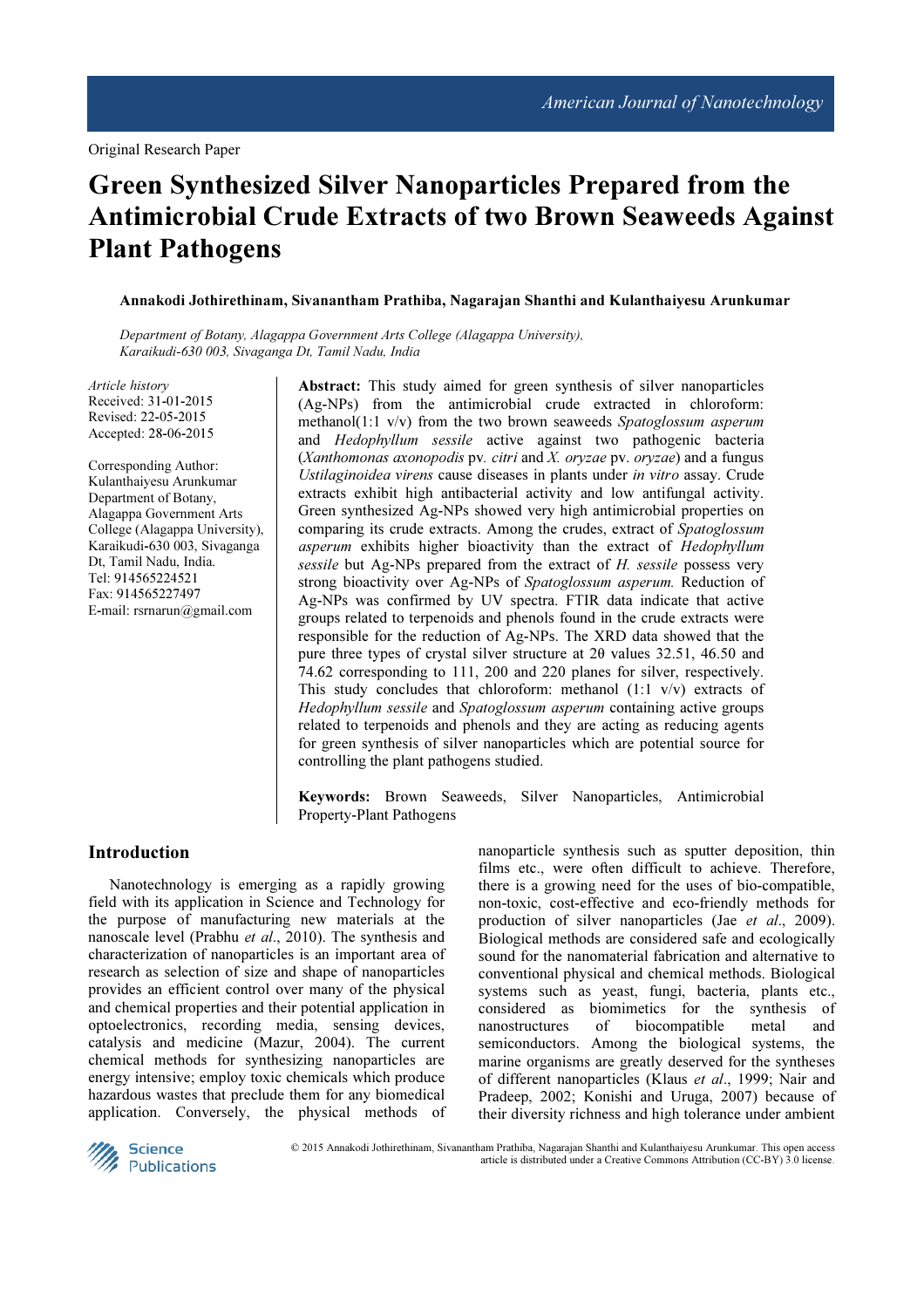Original Research Paper

# Green Synthesized Silver Nanoparticles Prepared from the Antimicrobial Crude Extracts of two Brown Seaweeds Against Plant Pathogens

**Annakodi Jothirethinam, Sivanantham Prathiba, Nagarajan Shanthi and Kulanthaiyesu Arunkumar**

*Department of Botany, Alagappa Government Arts College (Alagappa University), Karaikudi-630 003, Sivaganga Dt, Tamil Nadu, India*

*Article history*
Received: 31-01-2015
Revised: 22-05-2015
Accepted: 28-06-2015

Corresponding Author:
Kulanthaiyesu Arunkumar
Department of Botany,
Alagappa Government Arts College (Alagappa University),
Karaikudi-630 003, Sivaganga Dt, Tamil Nadu, India.
Tel: 914565224521
Fax: 914565227497
E-mail: rsrnarun@gmail.com

**Abstract:** This study aimed for green synthesis of silver nanoparticles (Ag-NPs) from the antimicrobial crude extracted in chloroform: methanol(1:1 v/v) from the two brown seaweeds *Spatoglossum asperum* and *Hedophyllum sessile* active against two pathogenic bacteria (*Xanthomonas axonopodis* pv. *citri* and *X. oryzae* pv. *oryzae*) and a fungus *Ustilaginoidea virens* cause diseases in plants under *in vitro* assay. Crude extracts exhibit high antibacterial activity and low antifungal activity. Green synthesized Ag-NPs showed very high antimicrobial properties on comparing its crude extracts. Among the crudes, extract of *Spatoglossum asperum* exhibits higher bioactivity than the extract of *Hedophyllum sessile* but Ag-NPs prepared from the extract of *H. sessile* possess very strong bioactivity over Ag-NPs of *Spatoglossum asperum.* Reduction of Ag-NPs was confirmed by UV spectra. FTIR data indicate that active groups related to terpenoids and phenols found in the crude extracts were responsible for the reduction of Ag-NPs. The XRD data showed that the pure three types of crystal silver structure at 2θ values 32.51, 46.50 and 74.62 corresponding to 111, 200 and 220 planes for silver, respectively. This study concludes that chloroform: methanol (1:1 v/v) extracts of *Hedophyllum sessile* and *Spatoglossum asperum* containing active groups related to terpenoids and phenols and they are acting as reducing agents for green synthesis of silver nanoparticles which are potential source for controlling the plant pathogens studied.

**Keywords:** Brown Seaweeds, Silver Nanoparticles, Antimicrobial Property-Plant Pathogens

## Introduction

Nanotechnology is emerging as a rapidly growing field with its application in Science and Technology for the purpose of manufacturing new materials at the nanoscale level (Prabhu *et al*., 2010). The synthesis and characterization of nanoparticles is an important area of research as selection of size and shape of nanoparticles provides an efficient control over many of the physical and chemical properties and their potential application in optoelectronics, recording media, sensing devices, catalysis and medicine (Mazur, 2004). The current chemical methods for synthesizing nanoparticles are energy intensive; employ toxic chemicals which produce hazardous wastes that preclude them for any biomedical application. Conversely, the physical methods of nanoparticle synthesis such as sputter deposition, thin films etc., were often difficult to achieve. Therefore, there is a growing need for the uses of bio-compatible, non-toxic, cost-effective and eco-friendly methods for production of silver nanoparticles (Jae *et al*., 2009). Biological methods are considered safe and ecologically sound for the nanomaterial fabrication and alternative to conventional physical and chemical methods. Biological systems such as yeast, fungi, bacteria, plants etc., considered as biomimetics for the synthesis of nanostructures of biocompatible metal and semiconductors. Among the biological systems, the marine organisms are greatly deserved for the syntheses of different nanoparticles (Klaus *et al*., 1999; Nair and Pradeep, 2002; Konishi and Uruga, 2007) because of their diversity richness and high tolerance under ambient

© 2015 Annakodi Jothirethinam, Sivanantham Prathiba, Nagarajan Shanthi and Kulanthaiyesu Arunkumar. This open access article is distributed under a Creative Commons Attribution (CC-BY) 3.0 license.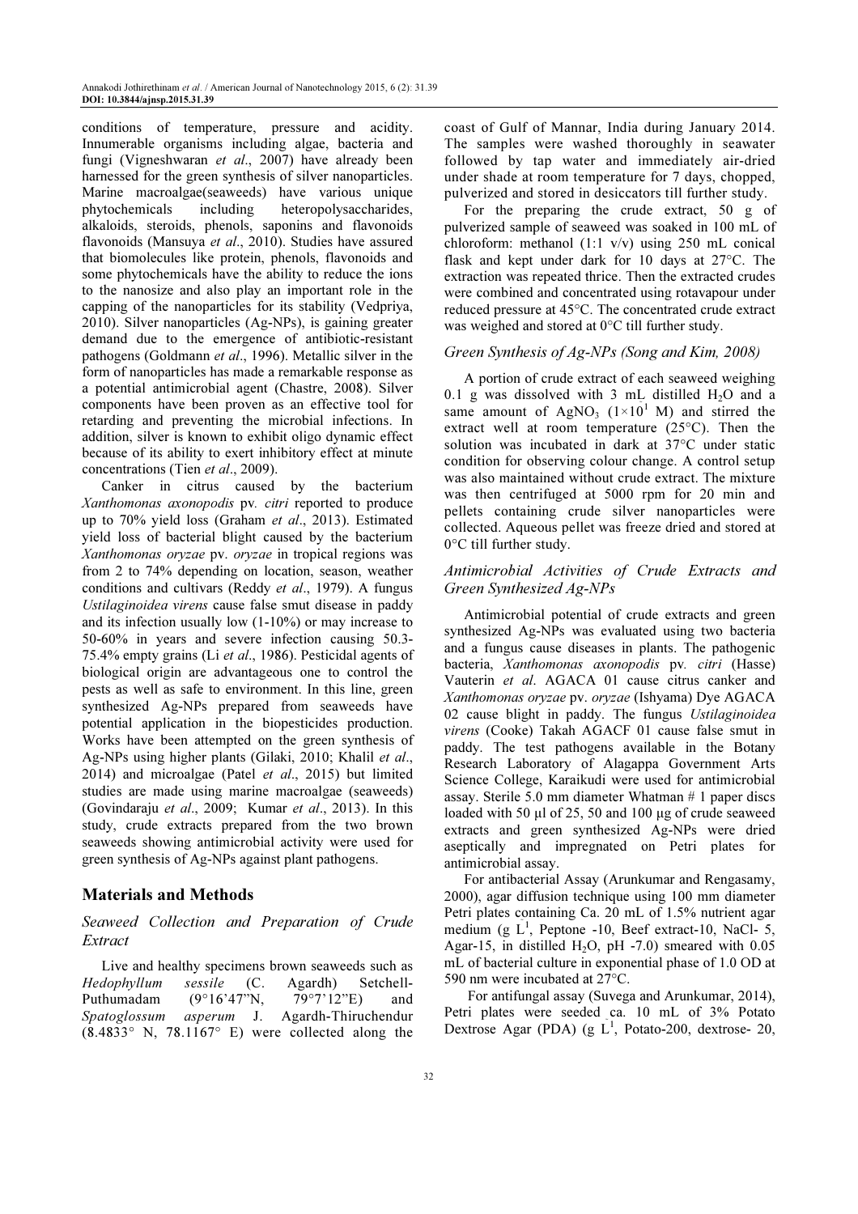conditions of temperature, pressure and acidity. Innumerable organisms including algae, bacteria and fungi (Vigneshwaran *et al*., 2007) have already been harnessed for the green synthesis of silver nanoparticles. Marine macroalgae(seaweeds) have various unique phytochemicals including heteropolysaccharides, alkaloids, steroids, phenols, saponins and flavonoids flavonoids (Mansuya *et al*., 2010). Studies have assured that biomolecules like protein, phenols, flavonoids and some phytochemicals have the ability to reduce the ions to the nanosize and also play an important role in the capping of the nanoparticles for its stability (Vedpriya, 2010). Silver nanoparticles (Ag-NPs), is gaining greater demand due to the emergence of antibiotic-resistant pathogens (Goldmann *et al*., 1996). Metallic silver in the form of nanoparticles has made a remarkable response as a potential antimicrobial agent (Chastre, 2008). Silver components have been proven as an effective tool for retarding and preventing the microbial infections. In addition, silver is known to exhibit oligo dynamic effect because of its ability to exert inhibitory effect at minute concentrations (Tien *et al*., 2009).

Canker in citrus caused by the bacterium *Xanthomonas axonopodis* pv*. citri* reported to produce up to 70% yield loss (Graham *et al*., 2013). Estimated yield loss of bacterial blight caused by the bacterium *Xanthomonas oryzae* pv. *oryzae* in tropical regions was from 2 to 74% depending on location, season, weather conditions and cultivars (Reddy *et al*., 1979). A fungus *Ustilaginoidea virens* cause false smut disease in paddy and its infection usually low (1-10%) or may increase to 50-60% in years and severe infection causing 50.3-75.4% empty grains (Li *et al*., 1986). Pesticidal agents of biological origin are advantageous one to control the pests as well as safe to environment. In this line, green synthesized Ag-NPs prepared from seaweeds have potential application in the biopesticides production. Works have been attempted on the green synthesis of Ag-NPs using higher plants (Gilaki, 2010; Khalil *et al*., 2014) and microalgae (Patel *et al*., 2015) but limited studies are made using marine macroalgae (seaweeds) (Govindaraju *et al*., 2009; Kumar *et al*., 2013). In this study, crude extracts prepared from the two brown seaweeds showing antimicrobial activity were used for green synthesis of Ag-NPs against plant pathogens.

## Materials and Methods

### Seaweed Collection and Preparation of Crude Extract

Live and healthy specimens brown seaweeds such as *Hedophyllum sessile* (C. Agardh) Setchell-Puthumadam (9°16'47"N, 79°7'12"E) and *Spatoglossum asperum* J. Agardh-Thiruchendur (8.4833° N, 78.1167° E) were collected along the coast of Gulf of Mannar, India during January 2014. The samples were washed thoroughly in seawater followed by tap water and immediately air-dried under shade at room temperature for 7 days, chopped, pulverized and stored in desiccators till further study.

For the preparing the crude extract, 50 g of pulverized sample of seaweed was soaked in 100 mL of chloroform: methanol (1:1 v/v) using 250 mL conical flask and kept under dark for 10 days at 27°C. The extraction was repeated thrice. Then the extracted crudes were combined and concentrated using rotavapour under reduced pressure at 45°C. The concentrated crude extract was weighed and stored at 0°C till further study.

### Green Synthesis of Ag-NPs (Song and Kim, 2008)

A portion of crude extract of each seaweed weighing 0.1 g was dissolved with 3 mL distilled $H_2O$ and a same amount of $AgNO_3$ ($1\times10^1$ M) and stirred the extract well at room temperature (25°C). Then the solution was incubated in dark at 37°C under static condition for observing colour change. A control setup was also maintained without crude extract. The mixture was then centrifuged at 5000 rpm for 20 min and pellets containing crude silver nanoparticles were collected. Aqueous pellet was freeze dried and stored at 0°C till further study.

### Antimicrobial Activities of Crude Extracts and Green Synthesized Ag-NPs

Antimicrobial potential of crude extracts and green synthesized Ag-NPs was evaluated using two bacteria and a fungus cause diseases in plants. The pathogenic bacteria, *Xanthomonas axonopodis* pv*. citri* (Hasse) Vauterin *et al*. AGACA 01 cause citrus canker and *Xanthomonas oryzae* pv. *oryzae* (Ishyama) Dye AGACA 02 cause blight in paddy. The fungus *Ustilaginoidea virens* (Cooke) Takah AGACF 01 cause false smut in paddy. The test pathogens available in the Botany Research Laboratory of Alagappa Government Arts Science College, Karaikudi were used for antimicrobial assay. Sterile 5.0 mm diameter Whatman # 1 paper discs loaded with 50 µl of 25, 50 and 100 µg of crude seaweed extracts and green synthesized Ag-NPs were dried aseptically and impregnated on Petri plates for antimicrobial assay.

For antibacterial Assay (Arunkumar and Rengasamy, 2000), agar diffusion technique using 100 mm diameter Petri plates containing Ca. 20 mL of 1.5% nutrient agar medium (g $L^1$, Peptone -10, Beef extract-10, NaCl- 5, Agar-15, in distilled $H_2O$, pH -7.0) smeared with 0.05 mL of bacterial culture in exponential phase of 1.0 OD at 590 nm were incubated at 27°C.

For antifungal assay (Suvega and Arunkumar, 2014), Petri plates were seeded ca. 10 mL of 3% Potato Dextrose Agar (PDA) (g $L^1$, Potato-200, dextrose- 20,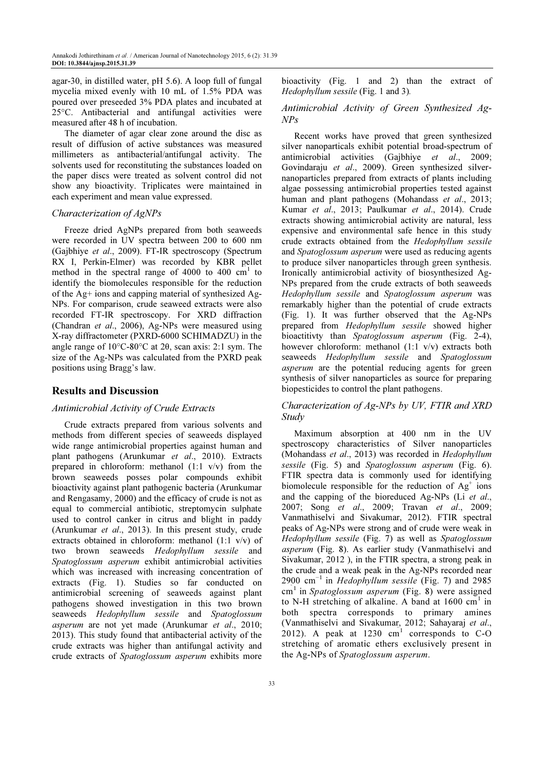agar-30, in distilled water, pH 5.6). A loop full of fungal mycelia mixed evenly with 10 mL of 1.5% PDA was poured over preseeded 3% PDA plates and incubated at 25°C. Antibacterial and antifungal activities were measured after 48 h of incubation.

The diameter of agar clear zone around the disc as result of diffusion of active substances was measured millimeters as antibacterial/antifungal activity. The solvents used for reconstituting the substances loaded on the paper discs were treated as solvent control did not show any bioactivity. Triplicates were maintained in each experiment and mean value expressed.

### *Characterization of AgNPs*

Freeze dried AgNPs prepared from both seaweeds were recorded in UV spectra between 200 to 600 nm (Gajbhiye *et al*., 2009). FT-IR spectroscopy (Spectrum RX I, Perkin-Elmer) was recorded by KBR pellet method in the spectral range of 4000 to 400 cm$^1$ to identify the biomolecules responsible for the reduction of the Ag+ ions and capping material of synthesized Ag-NPs. For comparison, crude seaweed extracts were also recorded FT-IR spectroscopy. For XRD diffraction (Chandran *et al*., 2006), Ag-NPs were measured using X-ray diffractometer (PXRD-6000 SCHIMADZU) in the angle range of 10°C-80°C at 2θ, scan axis: 2:1 sym. The size of the Ag-NPs was calculated from the PXRD peak positions using Bragg's law.

## Results and Discussion

### *Antimicrobial Activity of Crude Extracts*

Crude extracts prepared from various solvents and methods from different species of seaweeds displayed wide range antimicrobial properties against human and plant pathogens (Arunkumar *et al*., 2010). Extracts prepared in chloroform: methanol (1:1 v/v) from the brown seaweeds posses polar compounds exhibit bioactivity against plant pathogenic bacteria (Arunkumar and Rengasamy, 2000) and the efficacy of crude is not as equal to commercial antibiotic, streptomycin sulphate used to control canker in citrus and blight in paddy (Arunkumar *et al*., 2013). In this present study, crude extracts obtained in chloroform: methanol (1:1 v/v) of two brown seaweeds *Hedophyllum sessile* and *Spatoglossum asperum* exhibit antimicrobial activities which was increased with increasing concentration of extracts (Fig. 1). Studies so far conducted on antimicrobial screening of seaweeds against plant pathogens showed investigation in this two brown seaweeds *Hedophyllum sessile* and *Spatoglossum asperum* are not yet made (Arunkumar *et al*., 2010; 2013). This study found that antibacterial activity of the crude extracts was higher than antifungal activity and crude extracts of *Spatoglossum asperum* exhibits more bioactivity (Fig. 1 and 2) than the extract of *Hedophyllum sessile* (Fig. 1 and 3).

### *Antimicrobial Activity of Green Synthesized Ag-NPs*

Recent works have proved that green synthesized silver nanoparticals exhibit potential broad-spectrum of antimicrobial activities (Gajbhiye *et al*., 2009; Govindaraju *et al*., 2009). Green synthesized silver-nanoparticles prepared from extracts of plants including algae possessing antimicrobial properties tested against human and plant pathogens (Mohandass *et al*., 2013; Kumar *et al*., 2013; Paulkumar *et al*., 2014). Crude extracts showing antimicrobial activity are natural, less expensive and environmental safe hence in this study crude extracts obtained from the *Hedophyllum sessile* and *Spatoglossum asperum* were used as reducing agents to produce silver nanoparticles through green synthesis. Ironically antimicrobial activity of biosynthesized Ag-NPs prepared from the crude extracts of both seaweeds *Hedophyllum sessile* and *Spatoglossum asperum* was remarkably higher than the potential of crude extracts (Fig. 1). It was further observed that the Ag-NPs prepared from *Hedophyllum sessile* showed higher bioactitivty than *Spatoglossum asperum* (Fig. 2-4), however chloroform: methanol (1:1 v/v) extracts both seaweeds *Hedophyllum sessile* and *Spatoglossum asperum* are the potential reducing agents for green synthesis of silver nanoparticles as source for preparing biopesticides to control the plant pathogens.

### *Characterization of Ag-NPs by UV, FTIR and XRD Study*

Maximum absorption at 400 nm in the UV spectroscopy characteristics of Silver nanoparticles (Mohandass *et al*., 2013) was recorded in *Hedophyllum sessile* (Fig. 5) and *Spatoglossum asperum* (Fig. 6). FTIR spectra data is commonly used for identifying biomolecule responsible for the reduction of $Ag^+$ ions and the capping of the bioreduced Ag-NPs (Li *et al*., 2007; Song *et al*., 2009; Travan *et al*., 2009; Vanmathiselvi and Sivakumar, 2012). FTIR spectral peaks of Ag-NPs were strong and of crude were weak in *Hedophyllum sessile* (Fig. 7) as well as *Spatoglossum asperum* (Fig. 8). As earlier study (Vanmathiselvi and Sivakumar, 2012 ), in the FTIR spectra, a strong peak in the crude and a weak peak in the Ag-NPs recorded near 2900 cm$^{-1}$ in *Hedophyllum sessile* (Fig. 7) and 2985 cm$^1$ in *Spatoglossum asperum* (Fig. 8) were assigned to N-H stretching of alkaline. A band at 1600 cm$^1$ in both spectra corresponds to primary amines (Vanmathiselvi and Sivakumar, 2012; Sahayaraj *et al*., 2012). A peak at 1230 cm$^1$ corresponds to C-O stretching of aromatic ethers exclusively present in the Ag-NPs of *Spatoglossum asperum*.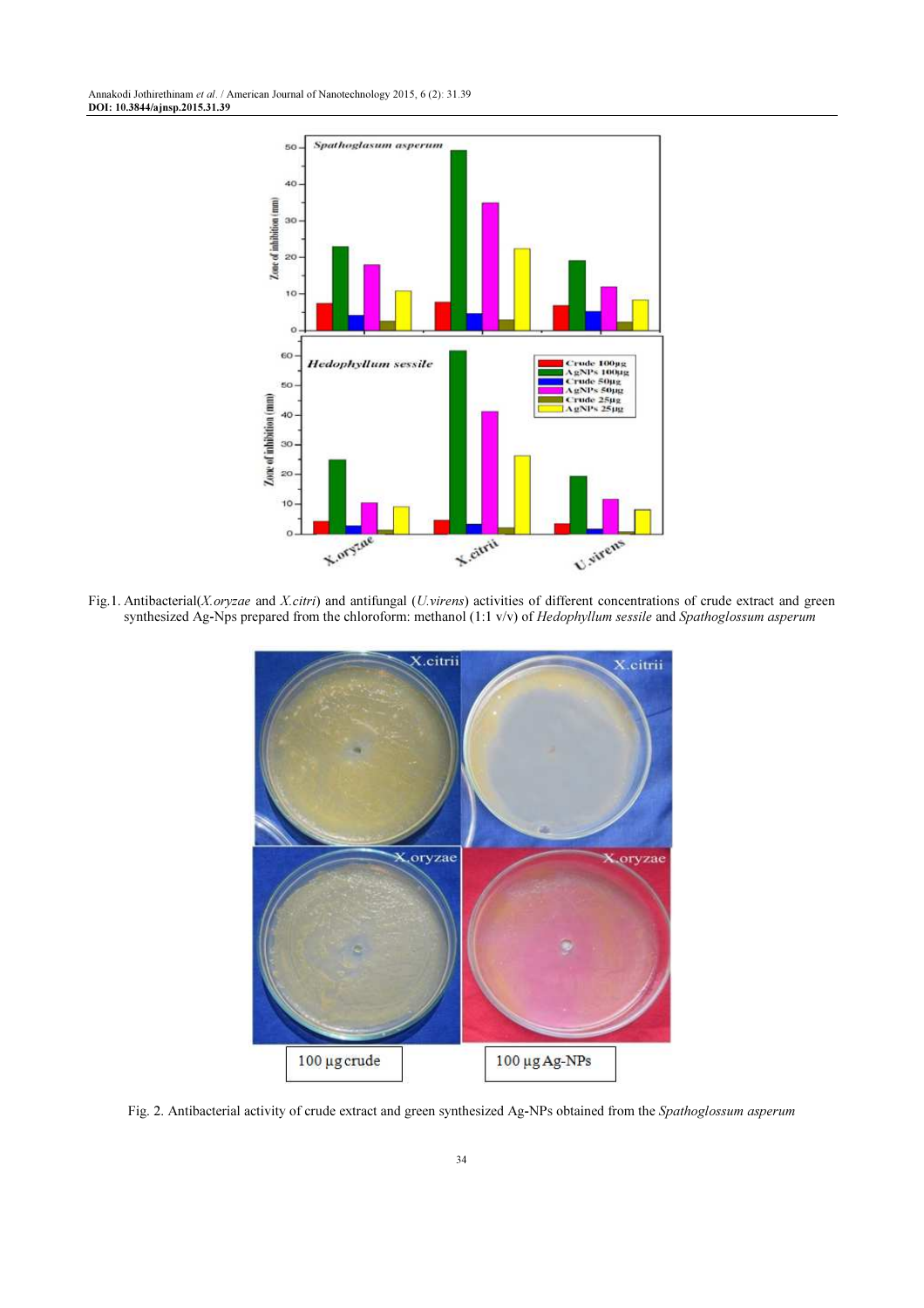Fig.1. Antibacterial(*X.oryzae* and *X.citri*) and antifungal (*U.virens*) activities of different concentrations of crude extract and green synthesized Ag-Nps prepared from the chloroform: methanol (1:1 v/v) of *Hedophyllum sessile* and *Spathoglossum asperum*

Fig. 2. Antibacterial activity of crude extract and green synthesized Ag-NPs obtained from the *Spathoglossum asperum*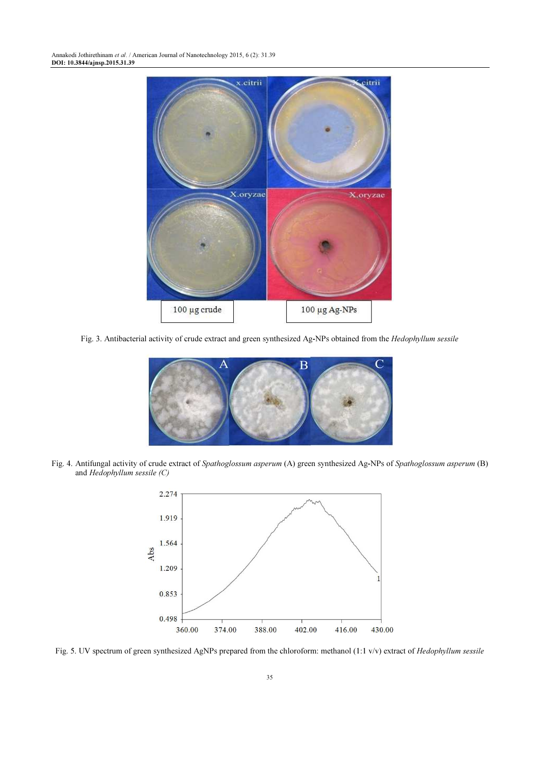Fig. 3. Antibacterial activity of crude extract and green synthesized Ag-NPs obtained from the *Hedophyllum sessile*

Fig. 4. Antifungal activity of crude extract of *Spathoglossum asperum* (A) green synthesized Ag-NPs of *Spathoglossum asperum* (B) and *Hedophyllum sessile (C)*

Fig. 5. UV spectrum of green synthesized AgNPs prepared from the chloroform: methanol (1:1 v/v) extract of *Hedophyllum sessile*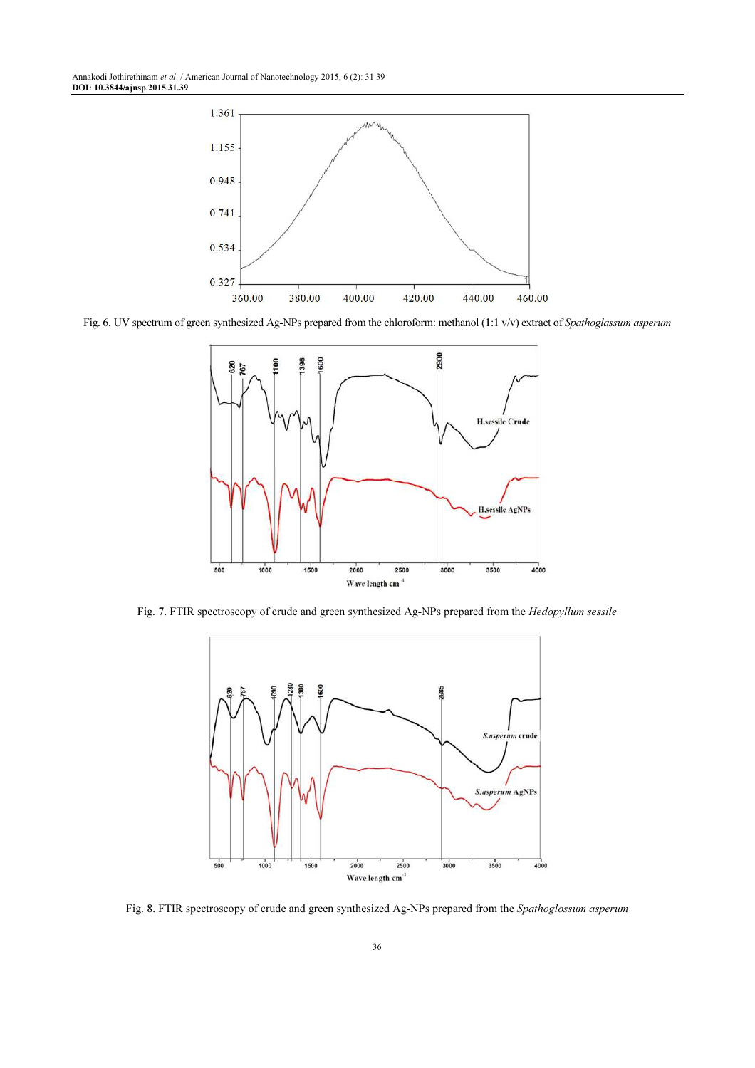Fig. 6. UV spectrum of green synthesized Ag-NPs prepared from the chloroform: methanol (1:1 v/v) extract of *Spathoglassum asperum*

Fig. 7. FTIR spectroscopy of crude and green synthesized Ag-NPs prepared from the *Hedopyllum sessile*

Fig. 8. FTIR spectroscopy of crude and green synthesized Ag-NPs prepared from the *Spathoglossum asperum*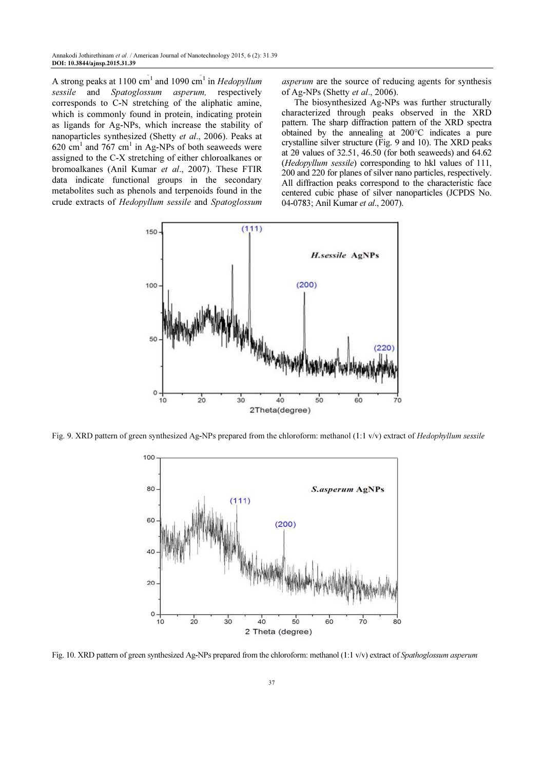A strong peaks at 1100 $cm^{-1}$ and 1090 $cm^{-1}$ in *Hedopyllum sessile* and *Spatoglossum asperum,* respectively corresponds to C-N stretching of the aliphatic amine, which is commonly found in protein, indicating protein as ligands for Ag-NPs, which increase the stability of nanoparticles synthesized (Shetty *et al*., 2006). Peaks at 620 $cm^{-1}$ and 767 $cm^{-1}$ in Ag-NPs of both seaweeds were assigned to the C-X stretching of either chloroalkanes or bromoalkanes (Anil Kumar *et al*., 2007). These FTIR data indicate functional groups in the secondary metabolites such as phenols and terpenoids found in the crude extracts of *Hedopyllum sessile* and *Spatoglossum asperum* are the source of reducing agents for synthesis of Ag-NPs (Shetty *et al*., 2006).

The biosynthesized Ag-NPs was further structurally characterized through peaks observed in the XRD pattern. The sharp diffraction pattern of the XRD spectra obtained by the annealing at 200°C indicates a pure crystalline silver structure (Fig. 9 and 10). The XRD peaks at 2θ values of 32.51, 46.50 (for both seaweeds) and 64.62 (*Hedopyllum sessile*) corresponding to hkl values of 111, 200 and 220 for planes of silver nano particles, respectively. All diffraction peaks correspond to the characteristic face centered cubic phase of silver nanoparticles (JCPDS No. 04-0783; Anil Kumar *et al*., 2007).

Fig. 9. XRD pattern of green synthesized Ag-NPs prepared from the chloroform: methanol (1:1 v/v) extract of *Hedophyllum sessile*

Fig. 10. XRD pattern of green synthesized Ag-NPs prepared from the chloroform: methanol (1:1 v/v) extract of *Spathoglossum asperum*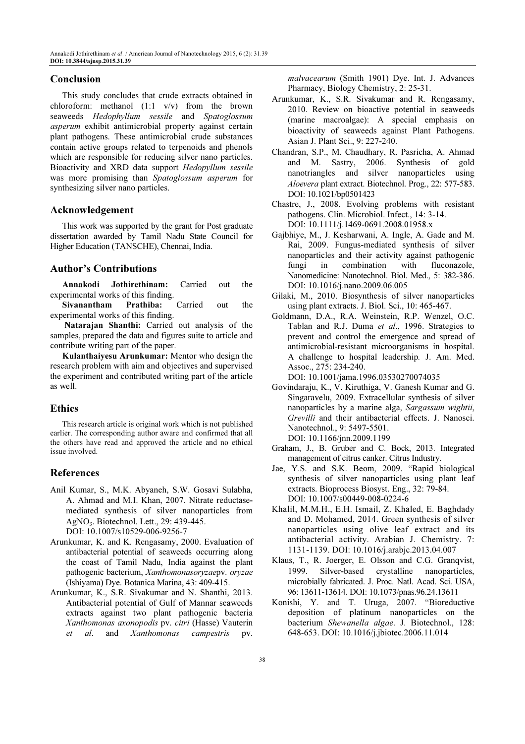## Conclusion

This study concludes that crude extracts obtained in chloroform: methanol (1:1 v/v) from the brown seaweeds *Hedophyllum sessile* and *Spatoglossum asperum* exhibit antimicrobial property against certain plant pathogens. These antimicrobial crude substances contain active groups related to terpenoids and phenols which are responsible for reducing silver nano particles. Bioactivity and XRD data support *Hedopyllum sessile* was more promising than *Spatoglossum asperum* for synthesizing silver nano particles.

## Acknowledgement

This work was supported by the grant for Post graduate dissertation awarded by Tamil Nadu State Council for Higher Education (TANSCHE), Chennai, India.

## Author's Contributions

**Annakodi Jothirethinam:** Carried out the experimental works of this finding.

**Sivanantham Prathiba:** Carried out the experimental works of this finding.

**Natarajan Shanthi:** Carried out analysis of the samples, prepared the data and figures suite to article and contribute writing part of the paper.

**Kulanthaiyesu Arunkumar:** Mentor who design the research problem with aim and objectives and supervised the experiment and contributed writing part of the article as well.

## Ethics

This research article is original work which is not published earlier. The corresponding author aware and confirmed that all the others have read and approved the article and no ethical issue involved.

## References

Anil Kumar, S., M.K. Abyaneh, S.W. Gosavi Sulabha, A. Ahmad and M.I. Khan, 2007. Nitrate reductase-mediated synthesis of silver nanoparticles from $AgNO_3$. Biotechnol. Lett., 29: 439-445. DOI: 10.1007/s10529-006-9256-7

Arunkumar, K. and K. Rengasamy, 2000. Evaluation of antibacterial potential of seaweeds occurring along the coast of Tamil Nadu, India against the plant pathogenic bacterium, *Xanthomonasoryzae*pv. *oryzae* (Ishiyama) Dye. Botanica Marina, 43: 409-415.

Arunkumar, K., S.R. Sivakumar and N. Shanthi, 2013. Antibacterial potential of Gulf of Mannar seaweeds extracts against two plant pathogenic bacteria *Xanthomonas axonopodis* pv. *citri* (Hasse) Vauterin *et al*. and *Xanthomonas campestris* pv. *malvacearum* (Smith 1901) Dye. Int. J. Advances Pharmacy, Biology Chemistry, 2: 25-31.

Arunkumar, K., S.R. Sivakumar and R. Rengasamy, 2010. Review on bioactive potential in seaweeds (marine macroalgae): A special emphasis on bioactivity of seaweeds against Plant Pathogens. Asian J. Plant Sci., 9: 227-240.

Chandran, S.P., M. Chaudhary, R. Pasricha, A. Ahmad and M. Sastry, 2006. Synthesis of gold nanotriangles and silver nanoparticles using *Aloevera* plant extract. Biotechnol. Prog., 22: 577-583. DOI: 10.1021/bp0501423

Chastre, J., 2008. Evolving problems with resistant pathogens. Clin. Microbiol. Infect., 14: 3-14. DOI: 10.1111/j.1469-0691.2008.01958.x

Gajbhiye, M., J. Kesharwani, A. Ingle, A. Gade and M. Rai, 2009. Fungus-mediated synthesis of silver nanoparticles and their activity against pathogenic fungi in combination with fluconazole, Nanomedicine: Nanotechnol. Biol. Med., 5: 382-386. DOI: 10.1016/j.nano.2009.06.005

Gilaki, M., 2010. Biosynthesis of silver nanoparticles using plant extracts. J. Biol. Sci., 10: 465-467.

Goldmann, D.A., R.A. Weinstein, R.P. Wenzel, O.C. Tablan and R.J. Duma *et al*., 1996. Strategies to prevent and control the emergence and spread of antimicrobial-resistant microorganisms in hospital. A challenge to hospital leadership. J. Am. Med. Assoc., 275: 234-240. DOI: 10.1001/jama.1996.03530270074035

Govindaraju, K., V. Kiruthiga, V. Ganesh Kumar and G. Singaravelu, 2009. Extracellular synthesis of silver nanoparticles by a marine alga, *Sargassum wightii*, *Grevilli* and their antibacterial effects. J. Nanosci. Nanotechnol., 9: 5497-5501. DOI: 10.1166/jnn.2009.1199

Graham, J., B. Gruber and C. Bock, 2013. Integrated management of citrus canker. Citrus Industry.

Jae, Y.S. and S.K. Beom, 2009. "Rapid biological synthesis of silver nanoparticles using plant leaf extracts. Bioprocess Biosyst. Eng., 32: 79-84. DOI: 10.1007/s00449-008-0224-6

Khalil, M.M.H., E.H. Ismail, Z. Khaled, E. Baghdady and D. Mohamed, 2014. Green synthesis of silver nanoparticles using olive leaf extract and its antibacterial activity. Arabian J. Chemistry. 7: 1131-1139. DOI: 10.1016/j.arabjc.2013.04.007

Klaus, T., R. Joerger, E. Olsson and C.G. Granqvist, 1999. Silver-based crystalline nanoparticles, microbially fabricated. J. Proc. Natl. Acad. Sci. USA, 96: 13611-13614. DOI: 10.1073/pnas.96.24.13611

Konishi, Y. and T. Uruga, 2007. "Bioreductive deposition of platinum nanoparticles on the bacterium *Shewanella algae*. J. Biotechnol., 128: 648-653. DOI: 10.1016/j.jbiotec.2006.11.014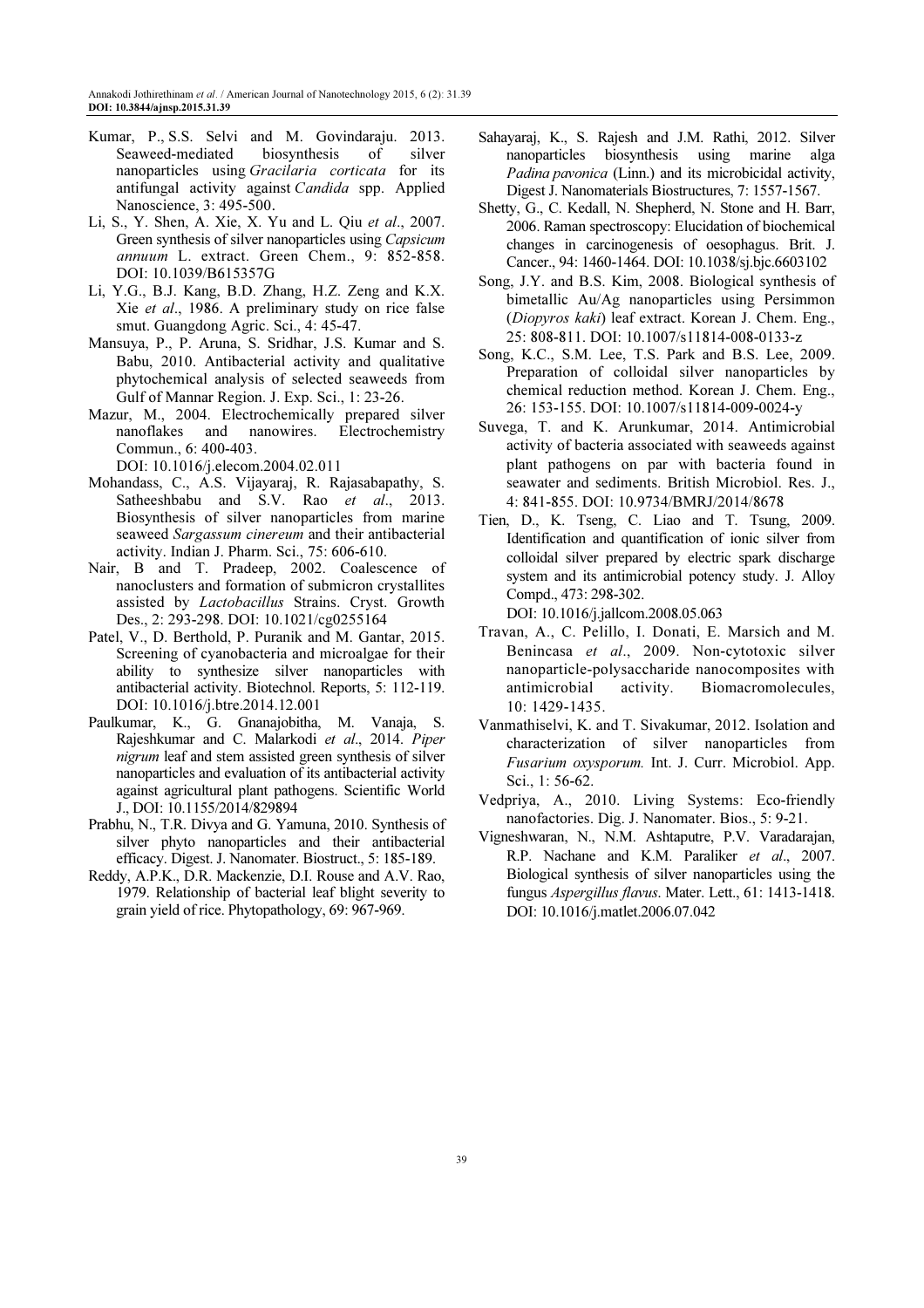Kumar, P., S.S. Selvi and M. Govindaraju. 2013. Seaweed-mediated biosynthesis of silver nanoparticles using *Gracilaria corticata* for its antifungal activity against *Candida* spp. Applied Nanoscience, 3: 495-500.

Li, S., Y. Shen, A. Xie, X. Yu and L. Qiu *et al*., 2007. Green synthesis of silver nanoparticles using *Capsicum annuum* L. extract. Green Chem., 9: 852-858. DOI: 10.1039/B615357G

Li, Y.G., B.J. Kang, B.D. Zhang, H.Z. Zeng and K.X. Xie *et al*., 1986. A preliminary study on rice false smut. Guangdong Agric. Sci., 4: 45-47.

Mansuya, P., P. Aruna, S. Sridhar, J.S. Kumar and S. Babu, 2010. Antibacterial activity and qualitative phytochemical analysis of selected seaweeds from Gulf of Mannar Region. J. Exp. Sci., 1: 23-26.

Mazur, M., 2004. Electrochemically prepared silver nanoflakes and nanowires. Electrochemistry Commun., 6: 400-403. DOI: 10.1016/j.elecom.2004.02.011

Mohandass, C., A.S. Vijayaraj, R. Rajasabapathy, S. Satheeshbabu and S.V. Rao *et al*., 2013. Biosynthesis of silver nanoparticles from marine seaweed *Sargassum cinereum* and their antibacterial activity. Indian J. Pharm. Sci., 75: 606-610.

Nair, B and T. Pradeep, 2002. Coalescence of nanoclusters and formation of submicron crystallites assisted by *Lactobacillus* Strains. Cryst. Growth Des., 2: 293-298. DOI: 10.1021/cg0255164

Patel, V., D. Berthold, P. Puranik and M. Gantar, 2015. Screening of cyanobacteria and microalgae for their ability to synthesize silver nanoparticles with antibacterial activity. Biotechnol. Reports, 5: 112-119. DOI: 10.1016/j.btre.2014.12.001

Paulkumar, K., G. Gnanajobitha, M. Vanaja, S. Rajeshkumar and C. Malarkodi *et al*., 2014. *Piper nigrum* leaf and stem assisted green synthesis of silver nanoparticles and evaluation of its antibacterial activity against agricultural plant pathogens. Scientific World J., DOI: 10.1155/2014/829894

Prabhu, N., T.R. Divya and G. Yamuna, 2010. Synthesis of silver phyto nanoparticles and their antibacterial efficacy. Digest. J. Nanomater. Biostruct., 5: 185-189.

Reddy, A.P.K., D.R. Mackenzie, D.I. Rouse and A.V. Rao, 1979. Relationship of bacterial leaf blight severity to grain yield of rice. Phytopathology, 69: 967-969.

Sahayaraj, K., S. Rajesh and J.M. Rathi, 2012. Silver nanoparticles biosynthesis using marine alga *Padina pavonica* (Linn.) and its microbicidal activity, Digest J. Nanomaterials Biostructures, 7: 1557-1567.

Shetty, G., C. Kedall, N. Shepherd, N. Stone and H. Barr, 2006. Raman spectroscopy: Elucidation of biochemical changes in carcinogenesis of oesophagus. Brit. J. Cancer., 94: 1460-1464. DOI: 10.1038/sj.bjc.6603102

Song, J.Y. and B.S. Kim, 2008. Biological synthesis of bimetallic Au/Ag nanoparticles using Persimmon (*Diopyros kaki*) leaf extract. Korean J. Chem. Eng., 25: 808-811. DOI: 10.1007/s11814-008-0133-z

Song, K.C., S.M. Lee, T.S. Park and B.S. Lee, 2009. Preparation of colloidal silver nanoparticles by chemical reduction method. Korean J. Chem. Eng., 26: 153-155. DOI: 10.1007/s11814-009-0024-y

Suvega, T. and K. Arunkumar, 2014. Antimicrobial activity of bacteria associated with seaweeds against plant pathogens on par with bacteria found in seawater and sediments. British Microbiol. Res. J., 4: 841-855. DOI: 10.9734/BMRJ/2014/8678

Tien, D., K. Tseng, C. Liao and T. Tsung, 2009. Identification and quantification of ionic silver from colloidal silver prepared by electric spark discharge system and its antimicrobial potency study. J. Alloy Compd., 473: 298-302. DOI: 10.1016/j.jallcom.2008.05.063

Travan, A., C. Pelillo, I. Donati, E. Marsich and M. Benincasa *et al*., 2009. Non-cytotoxic silver nanoparticle-polysaccharide nanocomposites with antimicrobial activity. Biomacromolecules, 10: 1429-1435.

Vanmathiselvi, K. and T. Sivakumar, 2012. Isolation and characterization of silver nanoparticles from *Fusarium oxysporum.* Int. J. Curr. Microbiol. App. Sci., 1: 56-62.

Vedpriya, A., 2010. Living Systems: Eco-friendly nanofactories. Dig. J. Nanomater. Bios., 5: 9-21.

Vigneshwaran, N., N.M. Ashtaputre, P.V. Varadarajan, R.P. Nachane and K.M. Paraliker *et al*., 2007. Biological synthesis of silver nanoparticles using the fungus *Aspergillus flavus*. Mater. Lett., 61: 1413-1418. DOI: 10.1016/j.matlet.2006.07.042